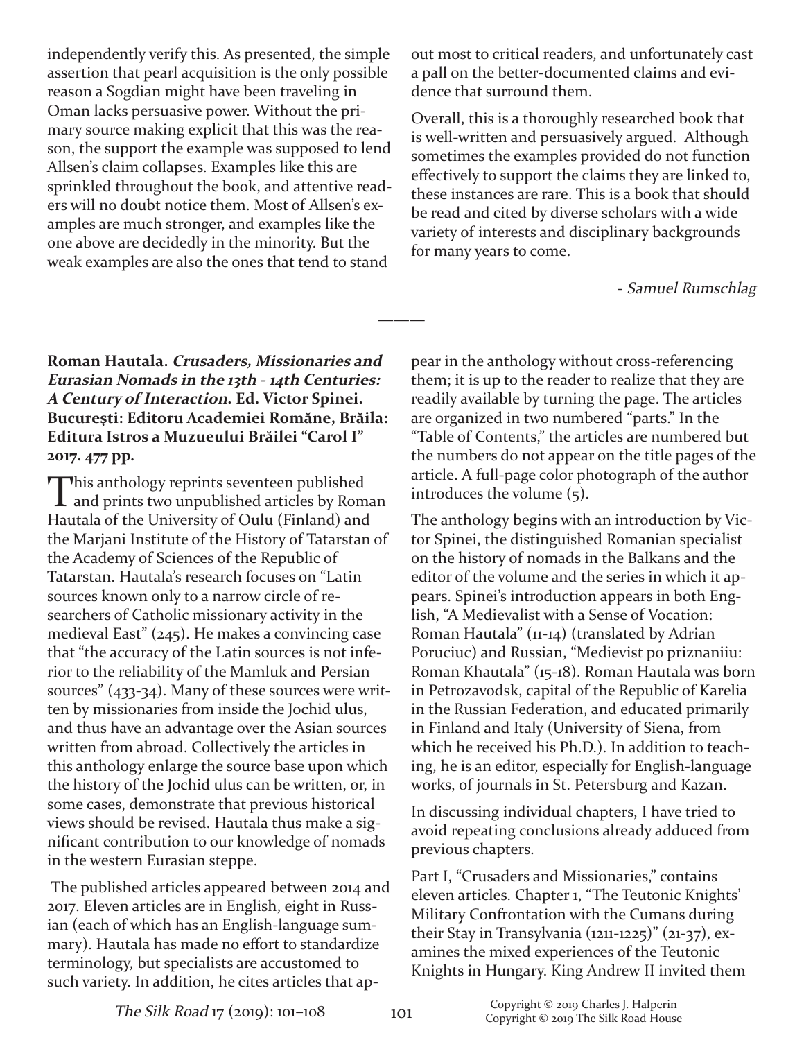independently verify this. As presented, the simple assertion that pearl acquisition is the only possible reason a Sogdian might have been traveling in Oman lacks persuasive power. Without the primary source making explicit that this was the reason, the support the example was supposed to lend Allsen's claim collapses. Examples like this are sprinkled throughout the book, and attentive readers will no doubt notice them. Most of Allsen's examples are much stronger, and examples like the one above are decidedly in the minority. But the weak examples are also the ones that tend to stand out most to critical readers, and unfortunately cast a pall on the better-documented claims and evidence that surround them.

Overall, this is a thoroughly researched book that is well-written and persuasively argued. Although sometimes the examples provided do not function effectively to support the claims they are linked to, these instances are rare. This is a book that should be read and cited by diverse scholars with a wide variety of interests and disciplinary backgrounds for many years to come.

*- Samuel Rumschlag*

———

**Roman Hautala. *Crusaders, Missionaries and Eurasian Nomads in the 13th - 14th Centuries: A Century of Interaction*. Ed. Victor Spinei. București: Editoru Academiei Română, Brăila: Editura Istros a Muzeului Brăilei "Carol I" 2017. 477 pp.**

This anthology reprints seventeen published and prints two unpublished articles by Roman Hautala of the University of Oulu (Finland) and the Marjani Institute of the History of Tatarstan of the Academy of Sciences of the Republic of Tatarstan. Hautala's research focuses on "Latin sources known only to a narrow circle of researchers of Catholic missionary activity in the medieval East" (245). He makes a convincing case that "the accuracy of the Latin sources is not inferior to the reliability of the Mamluk and Persian sources" (433-34). Many of these sources were written by missionaries from inside the Jochid ulus, and thus have an advantage over the Asian sources written from abroad. Collectively the articles in this anthology enlarge the source base upon which the history of the Jochid ulus can be written, or, in some cases, demonstrate that previous historical views should be revised. Hautala thus make a significant contribution to our knowledge of nomads in the western Eurasian steppe.

The published articles appeared between 2014 and 2017. Eleven articles are in English, eight in Russian (each of which has an English-language summary). Hautala has made no effort to standardize terminology, but specialists are accustomed to such variety. In addition, he cites articles that appear in the anthology without cross-referencing them; it is up to the reader to realize that they are readily available by turning the page. The articles are organized in two numbered "parts." In the "Table of Contents," the articles are numbered but the numbers do not appear on the title pages of the article. A full-page color photograph of the author introduces the volume (5).

The anthology begins with an introduction by Victor Spinei, the distinguished Romanian specialist on the history of nomads in the Balkans and the editor of the volume and the series in which it appears. Spinei's introduction appears in both English, "A Medievalist with a Sense of Vocation: Roman Hautala" (11-14) (translated by Adrian Poruciuc) and Russian, "Medievist po priznaniiu: Roman Khautala" (15-18). Roman Hautala was born in Petrozavodsk, capital of the Republic of Karelia in the Russian Federation, and educated primarily in Finland and Italy (University of Siena, from which he received his Ph.D.). In addition to teaching, he is an editor, especially for English-language works, of journals in St. Petersburg and Kazan.

In discussing individual chapters, I have tried to avoid repeating conclusions already adduced from previous chapters.

Part I, "Crusaders and Missionaries," contains eleven articles. Chapter 1, "The Teutonic Knights' Military Confrontation with the Cumans during their Stay in Transylvania (1211-1225)" (21-37), examines the mixed experiences of the Teutonic Knights in Hungary. King Andrew II invited them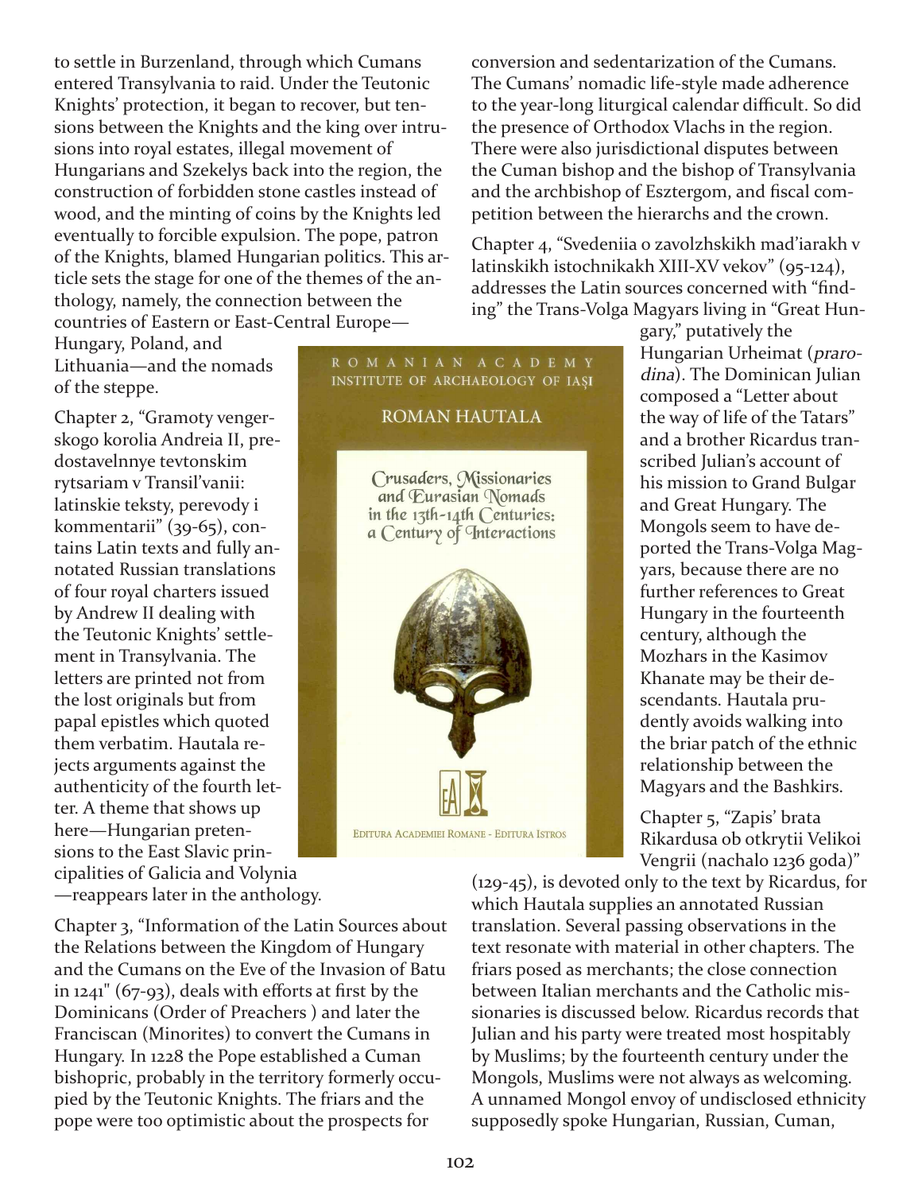to settle in Burzenland, through which Cumans entered Transylvania to raid. Under the Teutonic Knights' protection, it began to recover, but tensions between the Knights and the king over intrusions into royal estates, illegal movement of Hungarians and Szekelys back into the region, the construction of forbidden stone castles instead of wood, and the minting of coins by the Knights led eventually to forcible expulsion. The pope, patron of the Knights, blamed Hungarian politics. This article sets the stage for one of the themes of the anthology, namely, the connection between the countries of Eastern or East-Central Europe—Hungary, Poland, and Lithuania—and the nomads of the steppe.

Chapter 2, "Gramoty vengerskogo korolia Andreia II, predostavelnnye tevtonskim rytsariam v Transil'vanii: latinskie teksty, perevody i kommentarii" (39-65), contains Latin texts and fully annotated Russian translations of four royal charters issued by Andrew II dealing with the Teutonic Knights' settlement in Transylvania. The letters are printed not from the lost originals but from papal epistles which quoted them verbatim. Hautala rejects arguments against the authenticity of the fourth letter. A theme that shows up here—Hungarian pretensions to the East Slavic principalities of Galicia and Volynia—reappears later in the anthology.

Chapter 3, "Information of the Latin Sources about the Relations between the Kingdom of Hungary and the Cumans on the Eve of the Invasion of Batu in 1241" (67-93), deals with efforts at first by the Dominicans (Order of Preachers ) and later the Franciscan (Minorites) to convert the Cumans in Hungary. In 1228 the Pope established a Cuman bishopric, probably in the territory formerly occupied by the Teutonic Knights. The friars and the pope were too optimistic about the prospects for conversion and sedentarization of the Cumans. The Cumans' nomadic life-style made adherence to the year-long liturgical calendar difficult. So did the presence of Orthodox Vlachs in the region. There were also jurisdictional disputes between the Cuman bishop and the bishop of Transylvania and the archbishop of Esztergom, and fiscal competition between the hierarchs and the crown.

Chapter 4, "Svedeniia o zavolzhskikh mad'iarakh v latinskikh istochnikakh XIII-XV vekov" (95-124), addresses the Latin sources concerned with "finding" the Trans-Volga Magyars living in "Great Hungary," putatively the Hungarian Urheimat (*prarodina*). The Dominican Julian composed a "Letter about the way of life of the Tatars" and a brother Ricardus transcribed Julian's account of his mission to Grand Bulgar and Great Hungary. The Mongols seem to have deported the Trans-Volga Magyars, because there are no further references to Great Hungary in the fourteenth century, although the Mozhars in the Kasimov Khanate may be their descendants. Hautala prudently avoids walking into the briar patch of the ethnic relationship between the Magyars and the Bashkirs.

Chapter 5, "Zapis' brata Rikardusa ob otkrytii Velikoi Vengrii (nachalo 1236 goda)" (129-45), is devoted only to the text by Ricardus, for which Hautala supplies an annotated Russian translation. Several passing observations in the text resonate with material in other chapters. The friars posed as merchants; the close connection between Italian merchants and the Catholic missionaries is discussed below. Ricardus records that Julian and his party were treated most hospitably by Muslims; by the fourteenth century under the Mongols, Muslims were not always as welcoming. A unnamed Mongol envoy of undisclosed ethnicity supposedly spoke Hungarian, Russian, Cuman,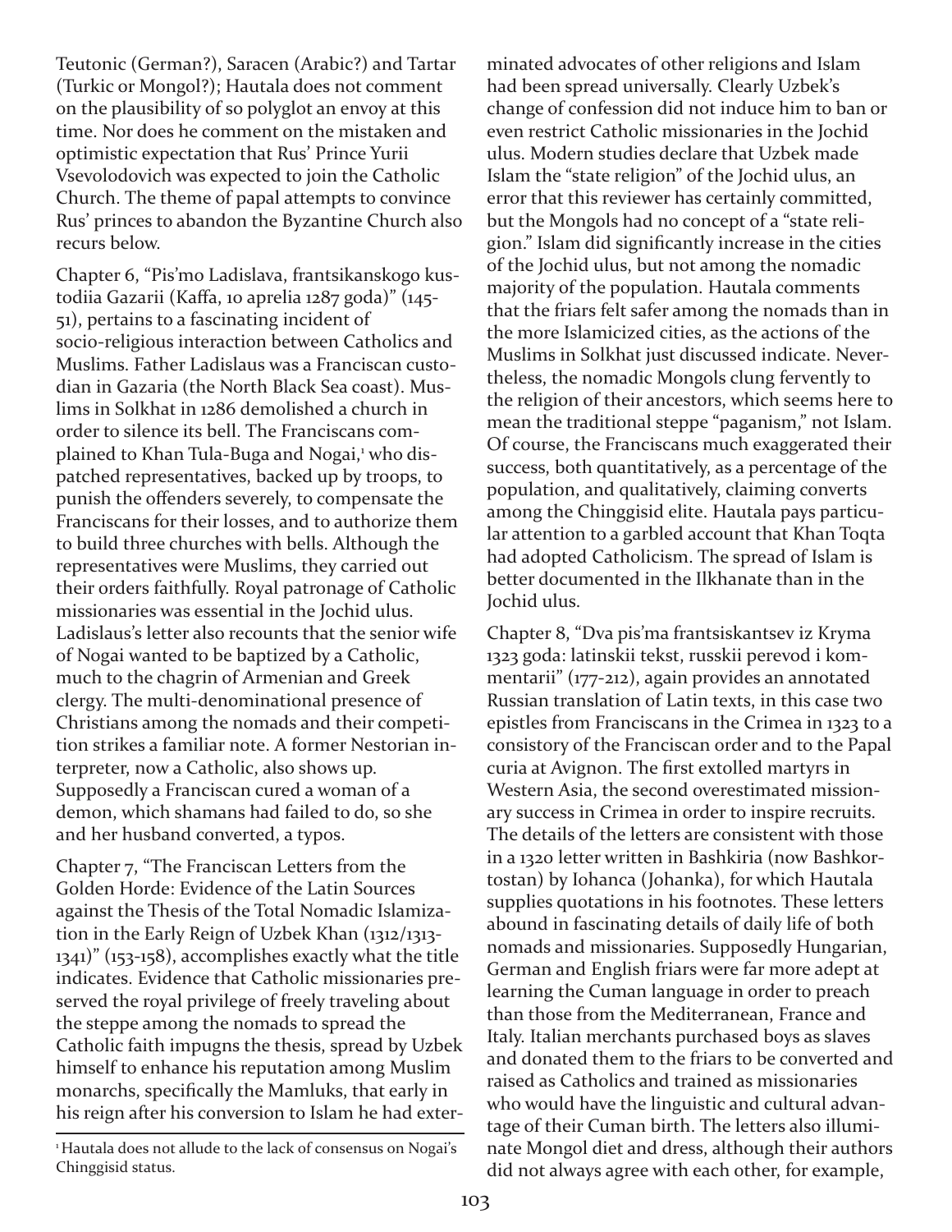Teutonic (German?), Saracen (Arabic?) and Tartar (Turkic or Mongol?); Hautala does not comment on the plausibility of so polyglot an envoy at this time. Nor does he comment on the mistaken and optimistic expectation that Rus' Prince Yurii Vsevolodovich was expected to join the Catholic Church. The theme of papal attempts to convince Rus' princes to abandon the Byzantine Church also recurs below.

Chapter 6, "Pis'mo Ladislava, frantsikanskogo kustodiia Gazarii (Kaffa, 10 aprelia 1287 goda)" (145-51), pertains to a fascinating incident of socio-religious interaction between Catholics and Muslims. Father Ladislaus was a Franciscan custodian in Gazaria (the North Black Sea coast). Muslims in Solkhat in 1286 demolished a church in order to silence its bell. The Franciscans complained to Khan Tula-Buga and Nogai,[1] who dispatched representatives, backed up by troops, to punish the offenders severely, to compensate the Franciscans for their losses, and to authorize them to build three churches with bells. Although the representatives were Muslims, they carried out their orders faithfully. Royal patronage of Catholic missionaries was essential in the Jochid ulus. Ladislaus's letter also recounts that the senior wife of Nogai wanted to be baptized by a Catholic, much to the chagrin of Armenian and Greek clergy. The multi-denominational presence of Christians among the nomads and their competition strikes a familiar note. A former Nestorian interpreter, now a Catholic, also shows up. Supposedly a Franciscan cured a woman of a demon, which shamans had failed to do, so she and her husband converted, a typos.

Chapter 7, "The Franciscan Letters from the Golden Horde: Evidence of the Latin Sources against the Thesis of the Total Nomadic Islamization in the Early Reign of Uzbek Khan (1312/1313-1341)" (153-158), accomplishes exactly what the title indicates. Evidence that Catholic missionaries preserved the royal privilege of freely traveling about the steppe among the nomads to spread the Catholic faith impugns the thesis, spread by Uzbek himself to enhance his reputation among Muslim monarchs, specifically the Mamluks, that early in his reign after his conversion to Islam he had exterminated advocates of other religions and Islam had been spread universally. Clearly Uzbek's change of confession did not induce him to ban or even restrict Catholic missionaries in the Jochid ulus. Modern studies declare that Uzbek made Islam the "state religion" of the Jochid ulus, an error that this reviewer has certainly committed, but the Mongols had no concept of a "state religion." Islam did significantly increase in the cities of the Jochid ulus, but not among the nomadic majority of the population. Hautala comments that the friars felt safer among the nomads than in the more Islamicized cities, as the actions of the Muslims in Solkhat just discussed indicate. Nevertheless, the nomadic Mongols clung fervently to the religion of their ancestors, which seems here to mean the traditional steppe "paganism," not Islam. Of course, the Franciscans much exaggerated their success, both quantitatively, as a percentage of the population, and qualitatively, claiming converts among the Chinggisid elite. Hautala pays particular attention to a garbled account that Khan Toqta had adopted Catholicism. The spread of Islam is better documented in the Ilkhanate than in the Jochid ulus.

Chapter 8, "Dva pis'ma frantsiskantsev iz Kryma 1323 goda: latinskii tekst, russkii perevod i kommentarii" (177-212), again provides an annotated Russian translation of Latin texts, in this case two epistles from Franciscans in the Crimea in 1323 to a consistory of the Franciscan order and to the Papal curia at Avignon. The first extolled martyrs in Western Asia, the second overestimated missionary success in Crimea in order to inspire recruits. The details of the letters are consistent with those in a 1320 letter written in Bashkiria (now Bashkortostan) by Iohanca (Johanka), for which Hautala supplies quotations in his footnotes. These letters abound in fascinating details of daily life of both nomads and missionaries. Supposedly Hungarian, German and English friars were far more adept at learning the Cuman language in order to preach than those from the Mediterranean, France and Italy. Italian merchants purchased boys as slaves and donated them to the friars to be converted and raised as Catholics and trained as missionaries who would have the linguistic and cultural advantage of their Cuman birth. The letters also illuminate Mongol diet and dress, although their authors did not always agree with each other, for example,

[1] Hautala does not allude to the lack of consensus on Nogai's Chinggisid status.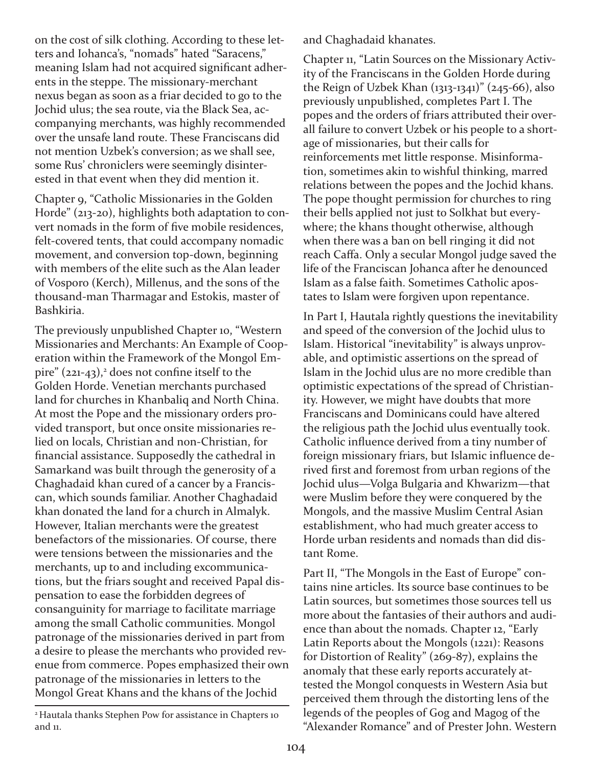on the cost of silk clothing. According to these letters and Iohanca's, "nomads" hated "Saracens," meaning Islam had not acquired significant adherents in the steppe. The missionary-merchant nexus began as soon as a friar decided to go to the Jochid ulus; the sea route, via the Black Sea, accompanying merchants, was highly recommended over the unsafe land route. These Franciscans did not mention Uzbek's conversion; as we shall see, some Rus' chroniclers were seemingly disinterested in that event when they did mention it.

Chapter 9, "Catholic Missionaries in the Golden Horde" (213-20), highlights both adaptation to convert nomads in the form of five mobile residences, felt-covered tents, that could accompany nomadic movement, and conversion top-down, beginning with members of the elite such as the Alan leader of Vosporo (Kerch), Millenus, and the sons of the thousand-man Tharmagar and Estokis, master of Bashkiria.

The previously unpublished Chapter 10, "Western Missionaries and Merchants: An Example of Cooperation within the Framework of the Mongol Empire" (221-43),[2] does not confine itself to the Golden Horde. Venetian merchants purchased land for churches in Khanbaliq and North China. At most the Pope and the missionary orders provided transport, but once onsite missionaries relied on locals, Christian and non-Christian, for financial assistance. Supposedly the cathedral in Samarkand was built through the generosity of a Chaghadaid khan cured of a cancer by a Franciscan, which sounds familiar. Another Chaghadaid khan donated the land for a church in Almalyk. However, Italian merchants were the greatest benefactors of the missionaries. Of course, there were tensions between the missionaries and the merchants, up to and including excommunications, but the friars sought and received Papal dispensation to ease the forbidden degrees of consanguinity for marriage to facilitate marriage among the small Catholic communities. Mongol patronage of the missionaries derived in part from a desire to please the merchants who provided revenue from commerce. Popes emphasized their own patronage of the missionaries in letters to the Mongol Great Khans and the khans of the Jochid and Chaghadaid khanates.

Chapter 11, "Latin Sources on the Missionary Activity of the Franciscans in the Golden Horde during the Reign of Uzbek Khan (1313-1341)" (245-66), also previously unpublished, completes Part I. The popes and the orders of friars attributed their overall failure to convert Uzbek or his people to a shortage of missionaries, but their calls for reinforcements met little response. Misinformation, sometimes akin to wishful thinking, marred relations between the popes and the Jochid khans. The pope thought permission for churches to ring their bells applied not just to Solkhat but everywhere; the khans thought otherwise, although when there was a ban on bell ringing it did not reach Caffa. Only a secular Mongol judge saved the life of the Franciscan Johanca after he denounced Islam as a false faith. Sometimes Catholic apostates to Islam were forgiven upon repentance.

In Part I, Hautala rightly questions the inevitability and speed of the conversion of the Jochid ulus to Islam. Historical "inevitability" is always unprovable, and optimistic assertions on the spread of Islam in the Jochid ulus are no more credible than optimistic expectations of the spread of Christianity. However, we might have doubts that more Franciscans and Dominicans could have altered the religious path the Jochid ulus eventually took. Catholic influence derived from a tiny number of foreign missionary friars, but Islamic influence derived first and foremost from urban regions of the Jochid ulus—Volga Bulgaria and Khwarizm—that were Muslim before they were conquered by the Mongols, and the massive Muslim Central Asian establishment, who had much greater access to Horde urban residents and nomads than did distant Rome.

Part II, "The Mongols in the East of Europe" contains nine articles. Its source base continues to be Latin sources, but sometimes those sources tell us more about the fantasies of their authors and audience than about the nomads. Chapter 12, "Early Latin Reports about the Mongols (1221): Reasons for Distortion of Reality" (269-87), explains the anomaly that these early reports accurately attested the Mongol conquests in Western Asia but perceived them through the distorting lens of the legends of the peoples of Gog and Magog of the "Alexander Romance" and of Prester John. Western

[2] Hautala thanks Stephen Pow for assistance in Chapters 10 and 11.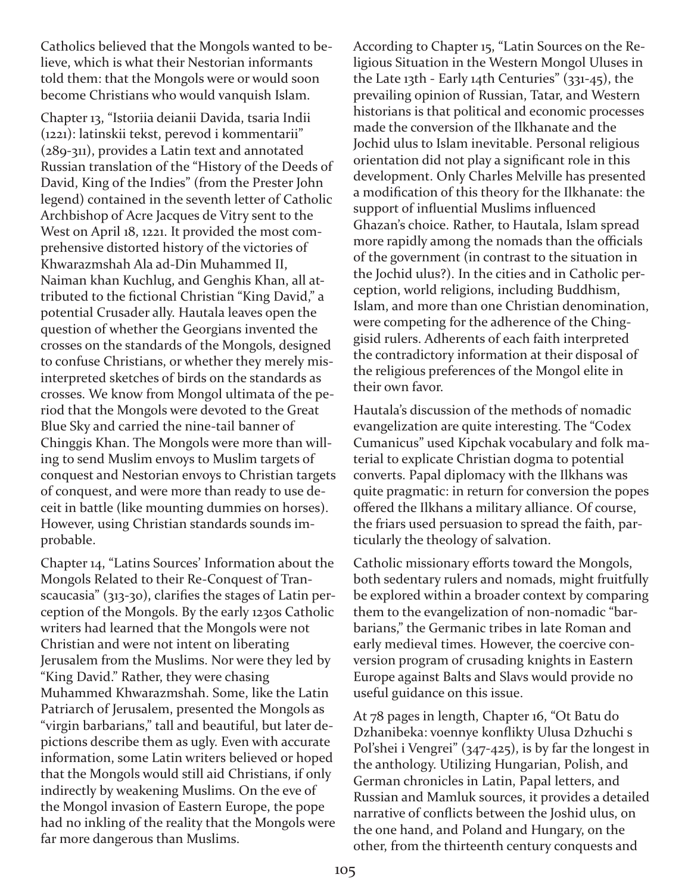Catholics believed that the Mongols wanted to believe, which is what their Nestorian informants told them: that the Mongols were or would soon become Christians who would vanquish Islam.

Chapter 13, "Istoriia deianii Davida, tsaria Indii (1221): latinskii tekst, perevod i kommentarii" (289-311), provides a Latin text and annotated Russian translation of the "History of the Deeds of David, King of the Indies" (from the Prester John legend) contained in the seventh letter of Catholic Archbishop of Acre Jacques de Vitry sent to the West on April 18, 1221. It provided the most comprehensive distorted history of the victories of Khwarazmshah Ala ad-Din Muhammed II, Naiman khan Kuchlug, and Genghis Khan, all attributed to the fictional Christian "King David," a potential Crusader ally. Hautala leaves open the question of whether the Georgians invented the crosses on the standards of the Mongols, designed to confuse Christians, or whether they merely misinterpreted sketches of birds on the standards as crosses. We know from Mongol ultimata of the period that the Mongols were devoted to the Great Blue Sky and carried the nine-tail banner of Chinggis Khan. The Mongols were more than willing to send Muslim envoys to Muslim targets of conquest and Nestorian envoys to Christian targets of conquest, and were more than ready to use deceit in battle (like mounting dummies on horses). However, using Christian standards sounds improbable.

Chapter 14, "Latins Sources' Information about the Mongols Related to their Re-Conquest of Transcaucasia" (313-30), clarifies the stages of Latin perception of the Mongols. By the early 1230s Catholic writers had learned that the Mongols were not Christian and were not intent on liberating Jerusalem from the Muslims. Nor were they led by "King David." Rather, they were chasing Muhammed Khwarazmshah. Some, like the Latin Patriarch of Jerusalem, presented the Mongols as "virgin barbarians," tall and beautiful, but later depictions describe them as ugly. Even with accurate information, some Latin writers believed or hoped that the Mongols would still aid Christians, if only indirectly by weakening Muslims. On the eve of the Mongol invasion of Eastern Europe, the pope had no inkling of the reality that the Mongols were far more dangerous than Muslims.

According to Chapter 15, "Latin Sources on the Religious Situation in the Western Mongol Uluses in the Late 13th - Early 14th Centuries" (331-45), the prevailing opinion of Russian, Tatar, and Western historians is that political and economic processes made the conversion of the Ilkhanate and the Jochid ulus to Islam inevitable. Personal religious orientation did not play a significant role in this development. Only Charles Melville has presented a modification of this theory for the Ilkhanate: the support of influential Muslims influenced Ghazan's choice. Rather, to Hautala, Islam spread more rapidly among the nomads than the officials of the government (in contrast to the situation in the Jochid ulus?). In the cities and in Catholic perception, world religions, including Buddhism, Islam, and more than one Christian denomination, were competing for the adherence of the Chinggisid rulers. Adherents of each faith interpreted the contradictory information at their disposal of the religious preferences of the Mongol elite in their own favor.

Hautala's discussion of the methods of nomadic evangelization are quite interesting. The "Codex Cumanicus" used Kipchak vocabulary and folk material to explicate Christian dogma to potential converts. Papal diplomacy with the Ilkhans was quite pragmatic: in return for conversion the popes offered the Ilkhans a military alliance. Of course, the friars used persuasion to spread the faith, particularly the theology of salvation.

Catholic missionary efforts toward the Mongols, both sedentary rulers and nomads, might fruitfully be explored within a broader context by comparing them to the evangelization of non-nomadic "barbarians," the Germanic tribes in late Roman and early medieval times. However, the coercive conversion program of crusading knights in Eastern Europe against Balts and Slavs would provide no useful guidance on this issue.

At 78 pages in length, Chapter 16, "Ot Batu do Dzhanibeka: voennye konflikty Ulusa Dzhuchi s Pol'shei i Vengrei" (347-425), is by far the longest in the anthology. Utilizing Hungarian, Polish, and German chronicles in Latin, Papal letters, and Russian and Mamluk sources, it provides a detailed narrative of conflicts between the Joshid ulus, on the one hand, and Poland and Hungary, on the other, from the thirteenth century conquests and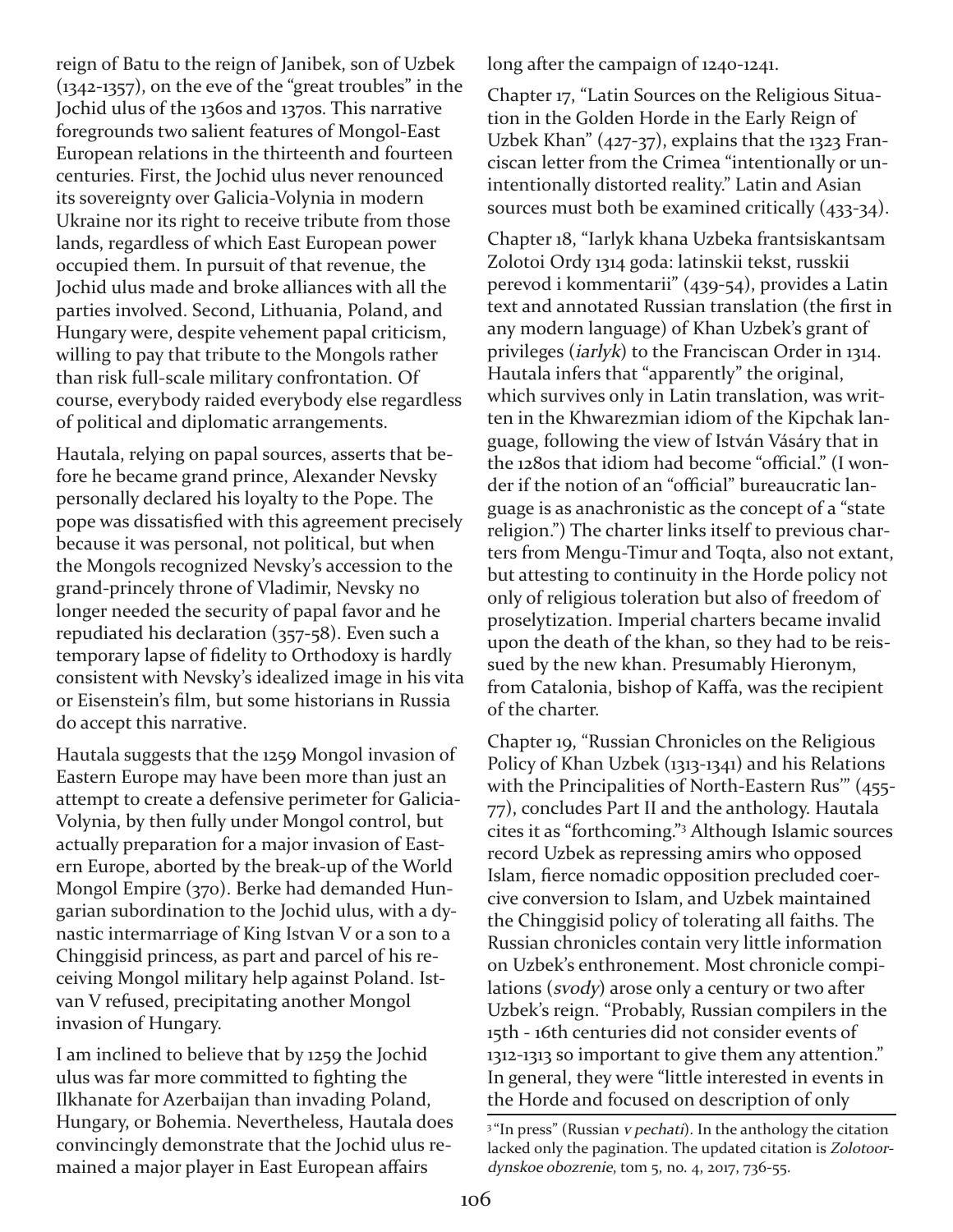reign of Batu to the reign of Janibek, son of Uzbek (1342-1357), on the eve of the "great troubles" in the Jochid ulus of the 1360s and 1370s. This narrative foregrounds two salient features of Mongol-East European relations in the thirteenth and fourteen centuries. First, the Jochid ulus never renounced its sovereignty over Galicia-Volynia in modern Ukraine nor its right to receive tribute from those lands, regardless of which East European power occupied them. In pursuit of that revenue, the Jochid ulus made and broke alliances with all the parties involved. Second, Lithuania, Poland, and Hungary were, despite vehement papal criticism, willing to pay that tribute to the Mongols rather than risk full-scale military confrontation. Of course, everybody raided everybody else regardless of political and diplomatic arrangements.

Hautala, relying on papal sources, asserts that before he became grand prince, Alexander Nevsky personally declared his loyalty to the Pope. The pope was dissatisfied with this agreement precisely because it was personal, not political, but when the Mongols recognized Nevsky's accession to the grand-princely throne of Vladimir, Nevsky no longer needed the security of papal favor and he repudiated his declaration (357-58). Even such a temporary lapse of fidelity to Orthodoxy is hardly consistent with Nevsky's idealized image in his vita or Eisenstein's film, but some historians in Russia do accept this narrative.

Hautala suggests that the 1259 Mongol invasion of Eastern Europe may have been more than just an attempt to create a defensive perimeter for Galicia-Volynia, by then fully under Mongol control, but actually preparation for a major invasion of Eastern Europe, aborted by the break-up of the World Mongol Empire (370). Berke had demanded Hungarian subordination to the Jochid ulus, with a dynastic intermarriage of King Istvan V or a son to a Chinggisid princess, as part and parcel of his receiving Mongol military help against Poland. Istvan V refused, precipitating another Mongol invasion of Hungary.

I am inclined to believe that by 1259 the Jochid ulus was far more committed to fighting the Ilkhanate for Azerbaijan than invading Poland, Hungary, or Bohemia. Nevertheless, Hautala does convincingly demonstrate that the Jochid ulus remained a major player in East European affairs long after the campaign of 1240-1241.

Chapter 17, "Latin Sources on the Religious Situation in the Golden Horde in the Early Reign of Uzbek Khan" (427-37), explains that the 1323 Franciscan letter from the Crimea "intentionally or unintentionally distorted reality." Latin and Asian sources must both be examined critically (433-34).

Chapter 18, "Iarlyk khana Uzbeka frantsiskantsam Zolotoi Ordy 1314 goda: latinskii tekst, russkii perevod i kommentarii" (439-54), provides a Latin text and annotated Russian translation (the first in any modern language) of Khan Uzbek's grant of privileges (*iarlyk*) to the Franciscan Order in 1314. Hautala infers that "apparently" the original, which survives only in Latin translation, was written in the Khwarezmian idiom of the Kipchak language, following the view of István Vásáry that in the 1280s that idiom had become "official." (I wonder if the notion of an "official" bureaucratic language is as anachronistic as the concept of a "state religion.") The charter links itself to previous charters from Mengu-Timur and Toqta, also not extant, but attesting to continuity in the Horde policy not only of religious toleration but also of freedom of proselytization. Imperial charters became invalid upon the death of the khan, so they had to be reissued by the new khan. Presumably Hieronym, from Catalonia, bishop of Kaffa, was the recipient of the charter.

Chapter 19, "Russian Chronicles on the Religious Policy of Khan Uzbek (1313-1341) and his Relations with the Principalities of North-Eastern Rus'" (455-77), concludes Part II and the anthology. Hautala cites it as "forthcoming."[3] Although Islamic sources record Uzbek as repressing amirs who opposed Islam, fierce nomadic opposition precluded coercive conversion to Islam, and Uzbek maintained the Chinggisid policy of tolerating all faiths. The Russian chronicles contain very little information on Uzbek's enthronement. Most chronicle compilations (*svody*) arose only a century or two after Uzbek's reign. "Probably, Russian compilers in the 15th - 16th centuries did not consider events of 1312-1313 so important to give them any attention." In general, they were "little interested in events in the Horde and focused on description of only

[3] "In press" (Russian *v pechati*). In the anthology the citation lacked only the pagination. The updated citation is *Zolotoordynskoe obozrenie*, tom 5, no. 4, 2017, 736-55.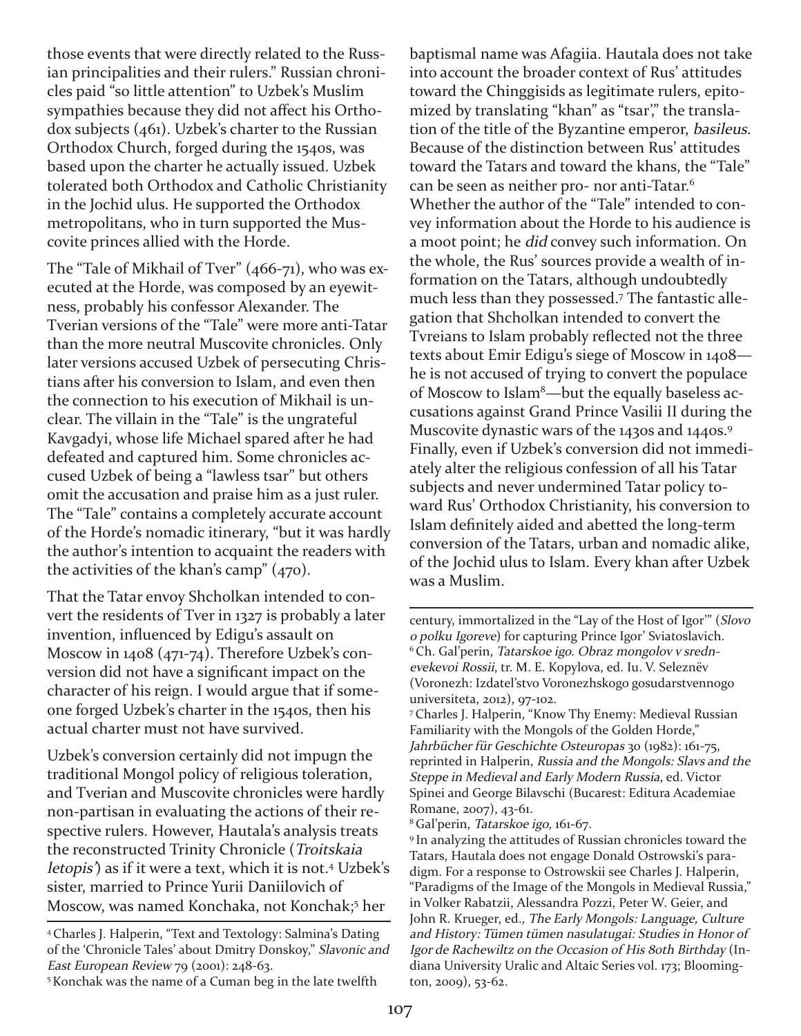those events that were directly related to the Russian principalities and their rulers." Russian chronicles paid "so little attention" to Uzbek's Muslim sympathies because they did not affect his Orthodox subjects (461). Uzbek's charter to the Russian Orthodox Church, forged during the 1540s, was based upon the charter he actually issued. Uzbek tolerated both Orthodox and Catholic Christianity in the Jochid ulus. He supported the Orthodox metropolitans, who in turn supported the Muscovite princes allied with the Horde.

The "Tale of Mikhail of Tver" (466-71), who was executed at the Horde, was composed by an eyewitness, probably his confessor Alexander. The Tverian versions of the "Tale" were more anti-Tatar than the more neutral Muscovite chronicles. Only later versions accused Uzbek of persecuting Christians after his conversion to Islam, and even then the connection to his execution of Mikhail is unclear. The villain in the "Tale" is the ungrateful Kavgadyi, whose life Michael spared after he had defeated and captured him. Some chronicles accused Uzbek of being a "lawless tsar" but others omit the accusation and praise him as a just ruler. The "Tale" contains a completely accurate account of the Horde's nomadic itinerary, "but it was hardly the author's intention to acquaint the readers with the activities of the khan's camp" (470).

That the Tatar envoy Shcholkan intended to convert the residents of Tver in 1327 is probably a later invention, influenced by Edigu's assault on Moscow in 1408 (471-74). Therefore Uzbek's conversion did not have a significant impact on the character of his reign. I would argue that if someone forged Uzbek's charter in the 1540s, then his actual charter must not have survived.

Uzbek's conversion certainly did not impugn the traditional Mongol policy of religious toleration, and Tverian and Muscovite chronicles were hardly non-partisan in evaluating the actions of their respective rulers. However, Hautala's analysis treats the reconstructed Trinity Chronicle (*Troitskaia letopis'*) as if it were a text, which it is not.[4] Uzbek's sister, married to Prince Yurii Daniilovich of Moscow, was named Konchaka, not Konchak;[5] her baptismal name was Afagiia. Hautala does not take into account the broader context of Rus' attitudes toward the Chinggisids as legitimate rulers, epitomized by translating "khan" as "tsar'," the translation of the title of the Byzantine emperor, *basileus*. Because of the distinction between Rus' attitudes toward the Tatars and toward the khans, the "Tale" can be seen as neither pro- nor anti-Tatar.[6] Whether the author of the "Tale" intended to convey information about the Horde to his audience is a moot point; he *did* convey such information. On the whole, the Rus' sources provide a wealth of information on the Tatars, although undoubtedly much less than they possessed.[7] The fantastic allegation that Shcholkan intended to convert the Tvreians to Islam probably reflected not the three texts about Emir Edigu's siege of Moscow in 1408—he is not accused of trying to convert the populace of Moscow to Islam[8]—but the equally baseless accusations against Grand Prince Vasilii II during the Muscovite dynastic wars of the 1430s and 1440s.[9] Finally, even if Uzbek's conversion did not immediately alter the religious confession of all his Tatar subjects and never undermined Tatar policy toward Rus' Orthodox Christianity, his conversion to Islam definitely aided and abetted the long-term conversion of the Tatars, urban and nomadic alike, of the Jochid ulus to Islam. Every khan after Uzbek was a Muslim.

---

[4] Charles J. Halperin, "Text and Textology: Salmina's Dating of the 'Chronicle Tales' about Dmitry Donskoy," *Slavonic and East European Review* 79 (2001): 248-63.

[5] Konchak was the name of a Cuman beg in the late twelfth century, immortalized in the "Lay of the Host of Igor'" (*Slovo o polku Igoreve*) for capturing Prince Igor' Sviatoslavich.

[6] Ch. Gal'perin, *Tatarskoe igo. Obraz mongolov v srednevekovoi Rossii*, tr. M. E. Kopylova, ed. Iu. V. Seleznëv (Voronezh: Izdatel'stvo Voronezhskogo gosudarstvennogo universiteta, 2012), 97-102.

[7] Charles J. Halperin, "Know Thy Enemy: Medieval Russian Familiarity with the Mongols of the Golden Horde," *Jahrbücher für Geschichte Osteuropas* 30 (1982): 161-75, reprinted in Halperin, *Russia and the Mongols: Slavs and the Steppe in Medieval and Early Modern Russia*, ed. Victor Spinei and George Bilavschi (Bucarest: Editura Academiae Romane, 2007), 43-61.

[8] Gal'perin, *Tatarskoe igo*, 161-67.

[9] In analyzing the attitudes of Russian chronicles toward the Tatars, Hautala does not engage Donald Ostrowski's paradigm. For a response to Ostrowskii see Charles J. Halperin, "Paradigms of the Image of the Mongols in Medieval Russia," in Volker Rabatzii, Alessandra Pozzi, Peter W. Geier, and John R. Krueger, ed., *The Early Mongols: Language, Culture and History: Tümen tümen nasulatugai: Studies in Honor of Igor de Rachewiltz on the Occasion of His 80th Birthday* (Indiana University Uralic and Altaic Series vol. 173; Bloomington, 2009), 53-62.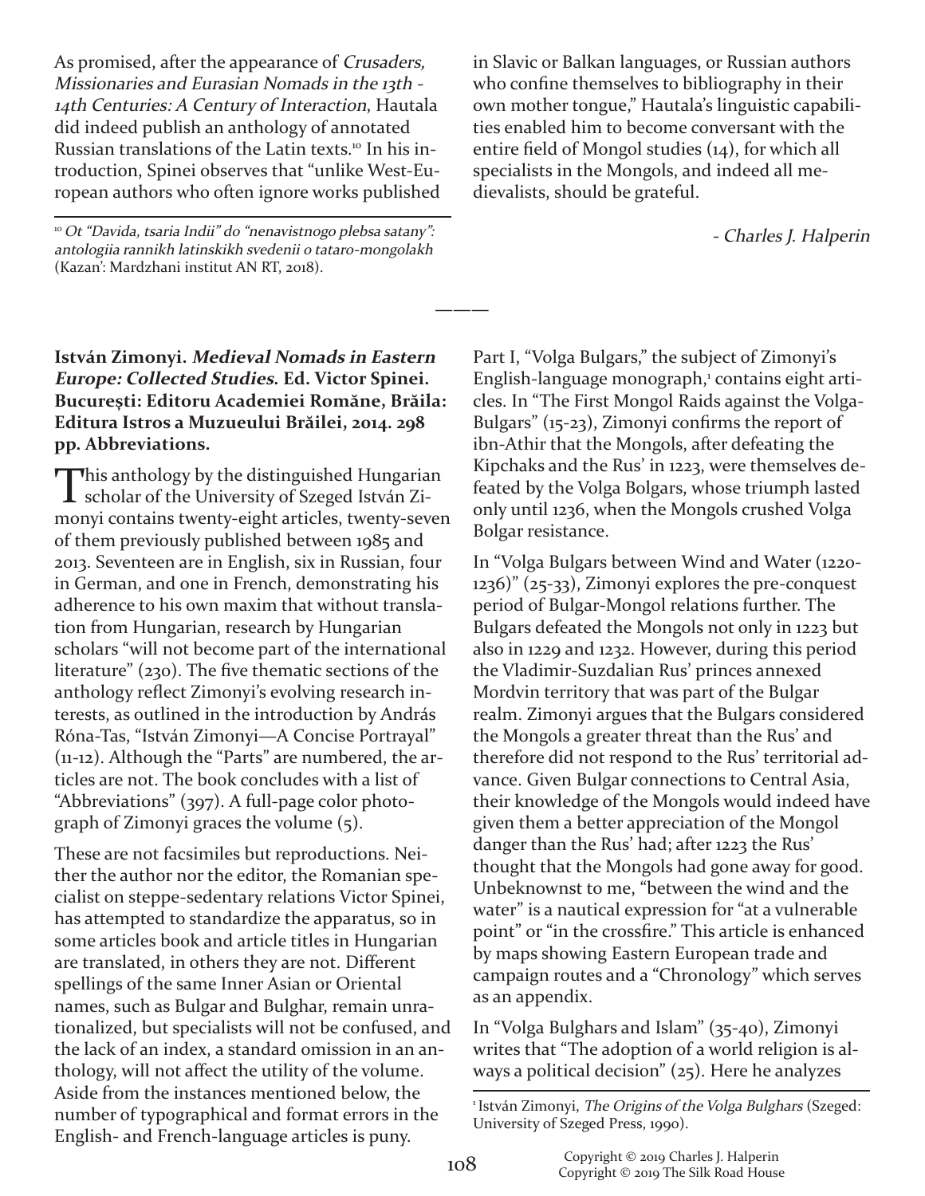As promised, after the appearance of *Crusaders, Missionaries and Eurasian Nomads in the 13th - 14th Centuries: A Century of Interaction*, Hautala did indeed publish an anthology of annotated Russian translations of the Latin texts.[10] In his introduction, Spinei observes that "unlike West-European authors who often ignore works published in Slavic or Balkan languages, or Russian authors who confine themselves to bibliography in their own mother tongue," Hautala's linguistic capabilities enabled him to become conversant with the entire field of Mongol studies (14), for which all specialists in the Mongols, and indeed all medievalists, should be grateful.

- *Charles J. Halperin*

[10] *Ot "Davida, tsaria Indii" do "nenavistnogo plebsa satany": antologiia rannikh latinskikh svedenii o tataro-mongolakh* (Kazan': Mardzhani institut AN RT, 2018).

———

**István Zimonyi. *Medieval Nomads in Eastern Europe: Collected Studies*. Ed. Victor Spinei. București: Editoru Academiei Română, Brăila: Editura Istros a Muzueului Brăilei, 2014. 298 pp. Abbreviations.**

This anthology by the distinguished Hungarian scholar of the University of Szeged István Zimonyi contains twenty-eight articles, twenty-seven of them previously published between 1985 and 2013. Seventeen are in English, six in Russian, four in German, and one in French, demonstrating his adherence to his own maxim that without translation from Hungarian, research by Hungarian scholars "will not become part of the international literature" (230). The five thematic sections of the anthology reflect Zimonyi's evolving research interests, as outlined in the introduction by András Róna-Tas, "István Zimonyi—A Concise Portrayal" (11-12). Although the "Parts" are numbered, the articles are not. The book concludes with a list of "Abbreviations" (397). A full-page color photograph of Zimonyi graces the volume (5).

These are not facsimiles but reproductions. Neither the author nor the editor, the Romanian specialist on steppe-sedentary relations Victor Spinei, has attempted to standardize the apparatus, so in some articles book and article titles in Hungarian are translated, in others they are not. Different spellings of the same Inner Asian or Oriental names, such as Bulgar and Bulghar, remain unrationalized, but specialists will not be confused, and the lack of an index, a standard omission in an anthology, will not affect the utility of the volume. Aside from the instances mentioned below, the number of typographical and format errors in the English- and French-language articles is puny.

Part I, "Volga Bulgars," the subject of Zimonyi's English-language monograph,[1] contains eight articles. In "The First Mongol Raids against the Volga-Bulgars" (15-23), Zimonyi confirms the report of ibn-Athir that the Mongols, after defeating the Kipchaks and the Rus' in 1223, were themselves defeated by the Volga Bolgars, whose triumph lasted only until 1236, when the Mongols crushed Volga Bolgar resistance.

In "Volga Bulgars between Wind and Water (1220-1236)" (25-33), Zimonyi explores the pre-conquest period of Bulgar-Mongol relations further. The Bulgars defeated the Mongols not only in 1223 but also in 1229 and 1232. However, during this period the Vladimir-Suzdalian Rus' princes annexed Mordvin territory that was part of the Bulgar realm. Zimonyi argues that the Bulgars considered the Mongols a greater threat than the Rus' and therefore did not respond to the Rus' territorial advance. Given Bulgar connections to Central Asia, their knowledge of the Mongols would indeed have given them a better appreciation of the Mongol danger than the Rus' had; after 1223 the Rus' thought that the Mongols had gone away for good. Unbeknownst to me, "between the wind and the water" is a nautical expression for "at a vulnerable point" or "in the crossfire." This article is enhanced by maps showing Eastern European trade and campaign routes and a "Chronology" which serves as an appendix.

In "Volga Bulghars and Islam" (35-40), Zimonyi writes that "The adoption of a world religion is always a political decision" (25). Here he analyzes

[1] István Zimonyi, *The Origins of the Volga Bulghars* (Szeged: University of Szeged Press, 1990).